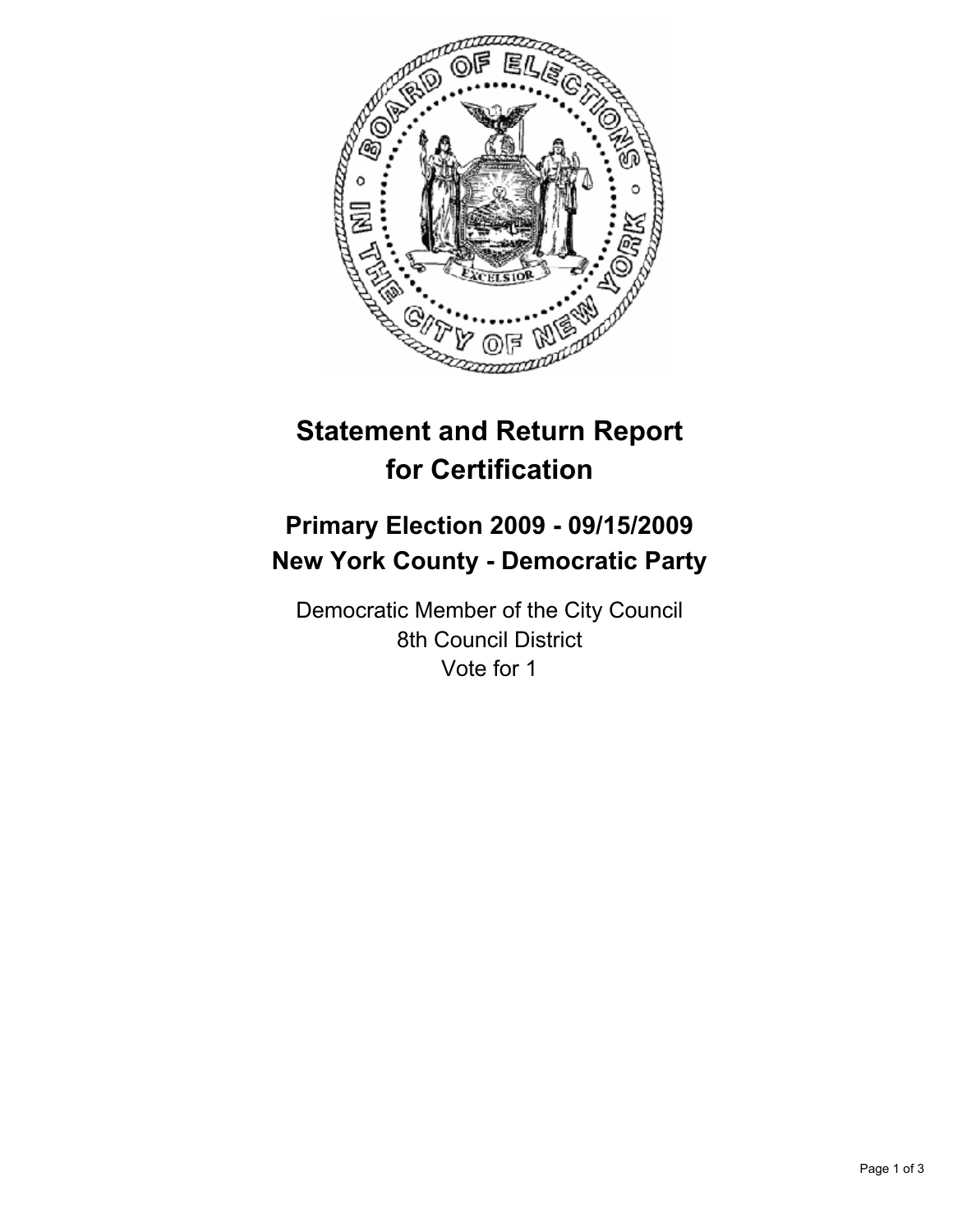# Statement and Return Report for Certification

## Primary Election 2009 - 09/15/2009
## New York County - Democratic Party

Democratic Member of the City Council
8th Council District
Vote for 1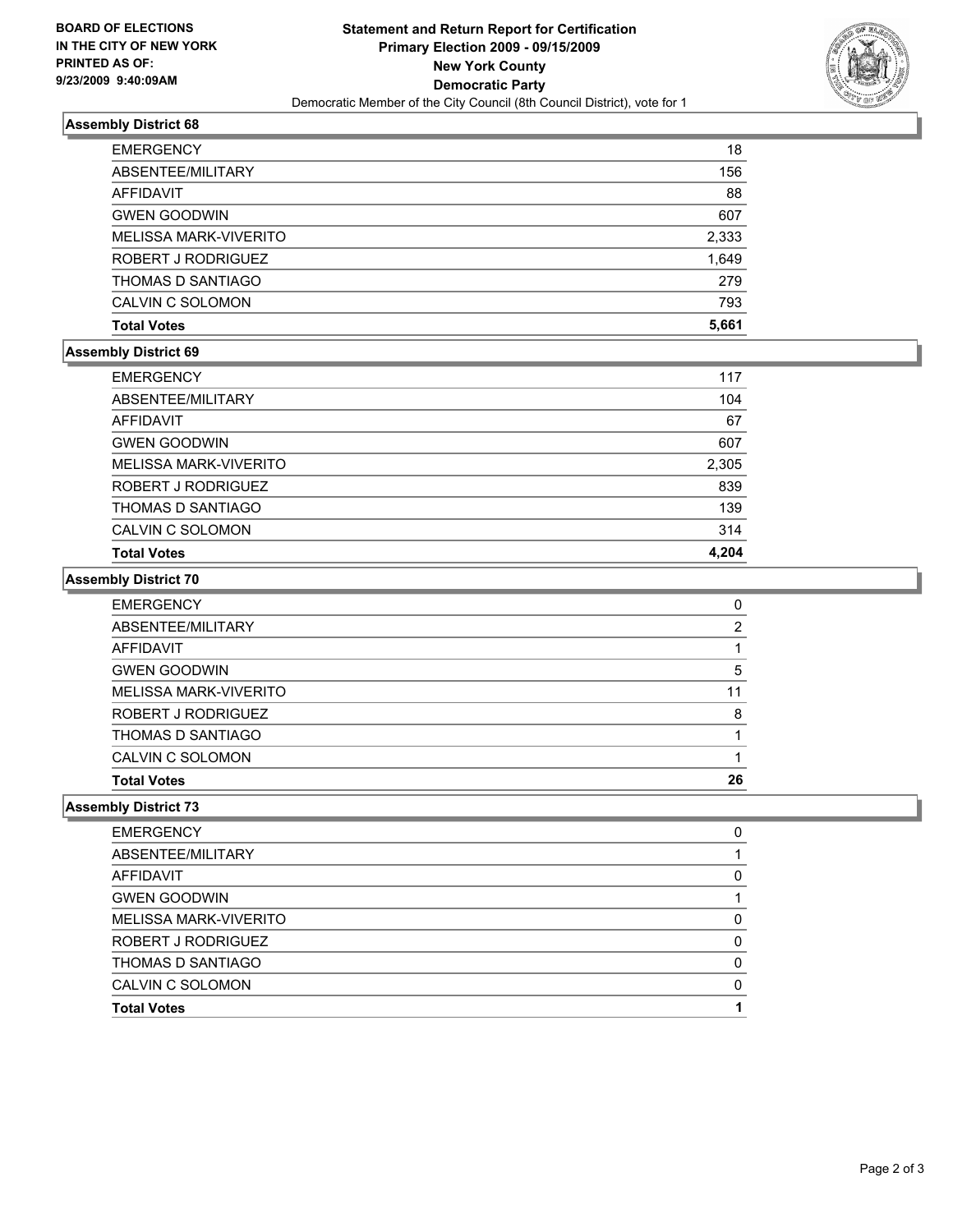**BOARD OF ELECTIONS IN THE CITY OF NEW YORK PRINTED AS OF: 9/23/2009 9:40:09AM**

# Statement and Return Report for Certification
## Primary Election 2009 - 09/15/2009
## New York County
## Democratic Party
Democratic Member of the City Council (8th Council District), vote for 1

### Assembly District 68

| | |
|---|---|
| EMERGENCY | 18 |
| ABSENTEE/MILITARY | 156 |
| AFFIDAVIT | 88 |
| GWEN GOODWIN | 607 |
| MELISSA MARK-VIVERITO | 2,333 |
| ROBERT J RODRIGUEZ | 1,649 |
| THOMAS D SANTIAGO | 279 |
| CALVIN C SOLOMON | 793 |
| **Total Votes** | **5,661** |

### Assembly District 69

| | |
|---|---|
| EMERGENCY | 117 |
| ABSENTEE/MILITARY | 104 |
| AFFIDAVIT | 67 |
| GWEN GOODWIN | 607 |
| MELISSA MARK-VIVERITO | 2,305 |
| ROBERT J RODRIGUEZ | 839 |
| THOMAS D SANTIAGO | 139 |
| CALVIN C SOLOMON | 314 |
| **Total Votes** | **4,204** |

### Assembly District 70

| | |
|---|---|
| EMERGENCY | 0 |
| ABSENTEE/MILITARY | 2 |
| AFFIDAVIT | 1 |
| GWEN GOODWIN | 5 |
| MELISSA MARK-VIVERITO | 11 |
| ROBERT J RODRIGUEZ | 8 |
| THOMAS D SANTIAGO | 1 |
| CALVIN C SOLOMON | 1 |
| **Total Votes** | **26** |

### Assembly District 73

| | |
|---|---|
| EMERGENCY | 0 |
| ABSENTEE/MILITARY | 1 |
| AFFIDAVIT | 0 |
| GWEN GOODWIN | 1 |
| MELISSA MARK-VIVERITO | 0 |
| ROBERT J RODRIGUEZ | 0 |
| THOMAS D SANTIAGO | 0 |
| CALVIN C SOLOMON | 0 |
| **Total Votes** | **1** |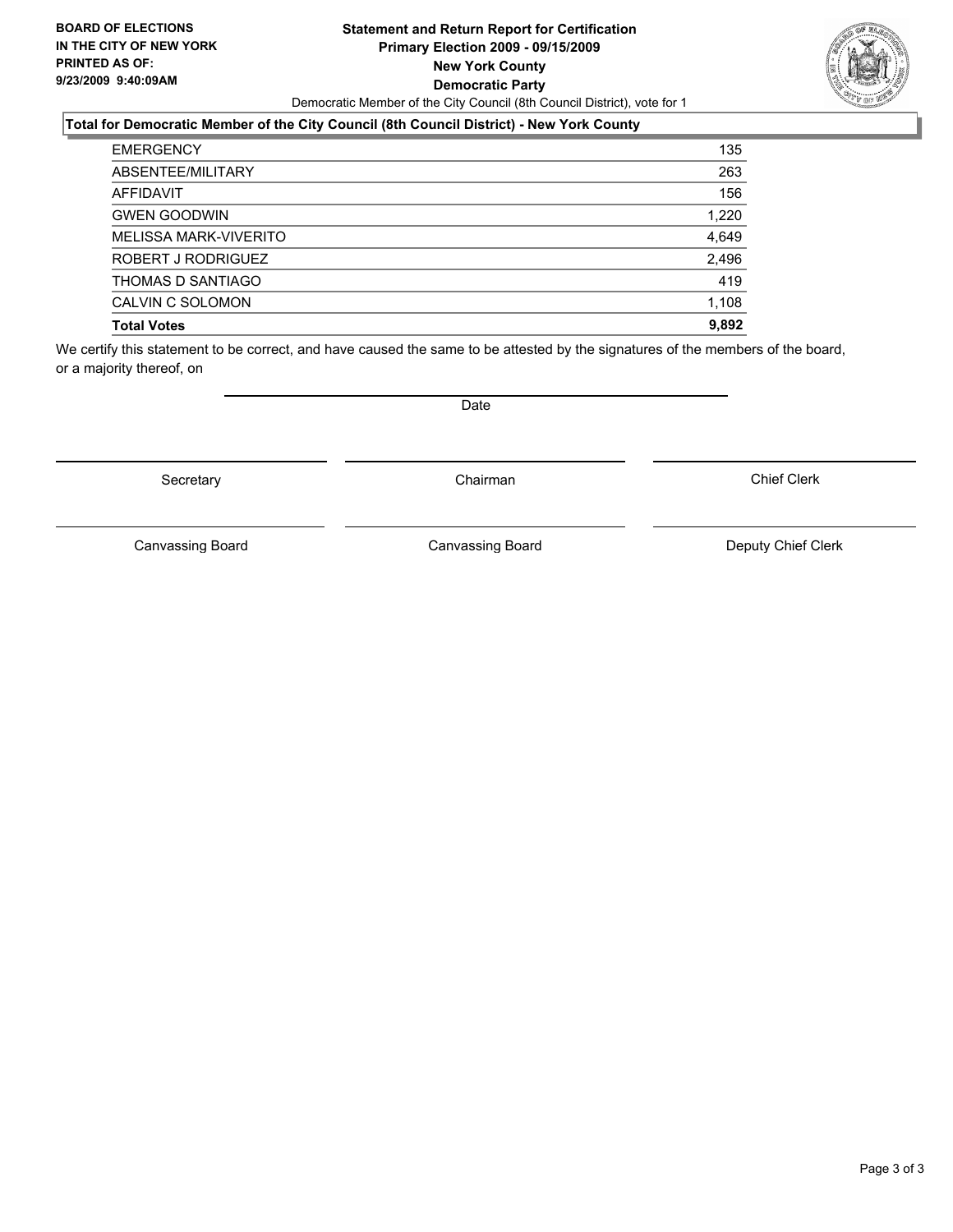**BOARD OF ELECTIONS IN THE CITY OF NEW YORK PRINTED AS OF: 9/23/2009 9:40:09AM**

**Statement and Return Report for Certification**
**Primary Election 2009 - 09/15/2009**
**New York County**
**Democratic Party**
Democratic Member of the City Council (8th Council District), vote for 1

**Total for Democratic Member of the City Council (8th Council District) - New York County**

| | |
|---|---|
| EMERGENCY | 135 |
| ABSENTEE/MILITARY | 263 |
| AFFIDAVIT | 156 |
| GWEN GOODWIN | 1,220 |
| MELISSA MARK-VIVERITO | 4,649 |
| ROBERT J RODRIGUEZ | 2,496 |
| THOMAS D SANTIAGO | 419 |
| CALVIN C SOLOMON | 1,108 |
| **Total Votes** | **9,892** |

We certify this statement to be correct, and have caused the same to be attested by the signatures of the members of the board, or a majority thereof, on

Date

Secretary

Chairman

Chief Clerk

Canvassing Board

Canvassing Board

Deputy Chief Clerk